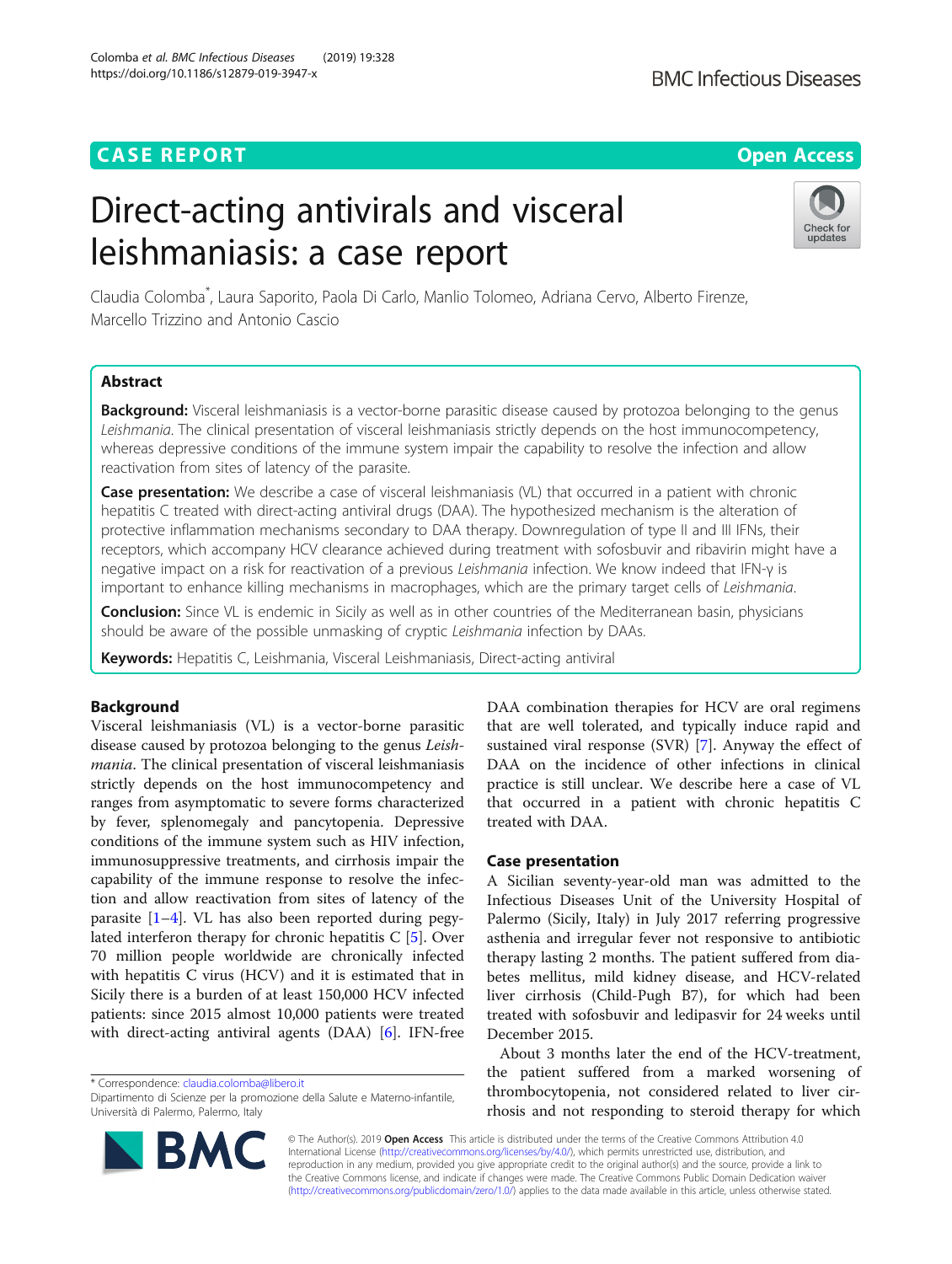CASE REPORT

Open Access

# Direct-acting antivirals and visceral leishmaniasis: a case report

Claudia Colomba*, Laura Saporito, Paola Di Carlo, Manlio Tolomeo, Adriana Cervo, Alberto Firenze, Marcello Trizzino and Antonio Cascio

## Abstract

**Background:** Visceral leishmaniasis is a vector-borne parasitic disease caused by protozoa belonging to the genus *Leishmania*. The clinical presentation of visceral leishmaniasis strictly depends on the host immunocompetency, whereas depressive conditions of the immune system impair the capability to resolve the infection and allow reactivation from sites of latency of the parasite.

**Case presentation:** We describe a case of visceral leishmaniasis (VL) that occurred in a patient with chronic hepatitis C treated with direct-acting antiviral drugs (DAA). The hypothesized mechanism is the alteration of protective inflammation mechanisms secondary to DAA therapy. Downregulation of type II and III IFNs, their receptors, which accompany HCV clearance achieved during treatment with sofosbuvir and ribavirin might have a negative impact on a risk for reactivation of a previous *Leishmania* infection. We know indeed that IFN-γ is important to enhance killing mechanisms in macrophages, which are the primary target cells of *Leishmania*.

**Conclusion:** Since VL is endemic in Sicily as well as in other countries of the Mediterranean basin, physicians should be aware of the possible unmasking of cryptic *Leishmania* infection by DAAs.

**Keywords:** Hepatitis C, Leishmania, Visceral Leishmaniasis, Direct-acting antiviral

## Background

Visceral leishmaniasis (VL) is a vector-borne parasitic disease caused by protozoa belonging to the genus *Leishmania*. The clinical presentation of visceral leishmaniasis strictly depends on the host immunocompetency and ranges from asymptomatic to severe forms characterized by fever, splenomegaly and pancytopenia. Depressive conditions of the immune system such as HIV infection, immunosuppressive treatments, and cirrhosis impair the capability of the immune response to resolve the infection and allow reactivation from sites of latency of the parasite [1–4]. VL has also been reported during pegylated interferon therapy for chronic hepatitis C [5]. Over 70 million people worldwide are chronically infected with hepatitis C virus (HCV) and it is estimated that in Sicily there is a burden of at least 150,000 HCV infected patients: since 2015 almost 10,000 patients were treated with direct-acting antiviral agents (DAA) [6]. IFN-free DAA combination therapies for HCV are oral regimens that are well tolerated, and typically induce rapid and sustained viral response (SVR) [7]. Anyway the effect of DAA on the incidence of other infections in clinical practice is still unclear. We describe here a case of VL that occurred in a patient with chronic hepatitis C treated with DAA.

## Case presentation

A Sicilian seventy-year-old man was admitted to the Infectious Diseases Unit of the University Hospital of Palermo (Sicily, Italy) in July 2017 referring progressive asthenia and irregular fever not responsive to antibiotic therapy lasting 2 months. The patient suffered from diabetes mellitus, mild kidney disease, and HCV-related liver cirrhosis (Child-Pugh B7), for which had been treated with sofosbuvir and ledipasvir for 24 weeks until December 2015.

About 3 months later the end of the HCV-treatment, the patient suffered from a marked worsening of thrombocytopenia, not considered related to liver cirrhosis and not responding to steroid therapy for which

* Correspondence: claudia.colomba@libero.it
Dipartimento di Scienze per la promozione della Salute e Materno-infantile, Università di Palermo, Palermo, Italy

© The Author(s). 2019 **Open Access** This article is distributed under the terms of the Creative Commons Attribution 4.0 International License (http://creativecommons.org/licenses/by/4.0/), which permits unrestricted use, distribution, and reproduction in any medium, provided you give appropriate credit to the original author(s) and the source, provide a link to the Creative Commons license, and indicate if changes were made. The Creative Commons Public Domain Dedication waiver (http://creativecommons.org/publicdomain/zero/1.0/) applies to the data made available in this article, unless otherwise stated.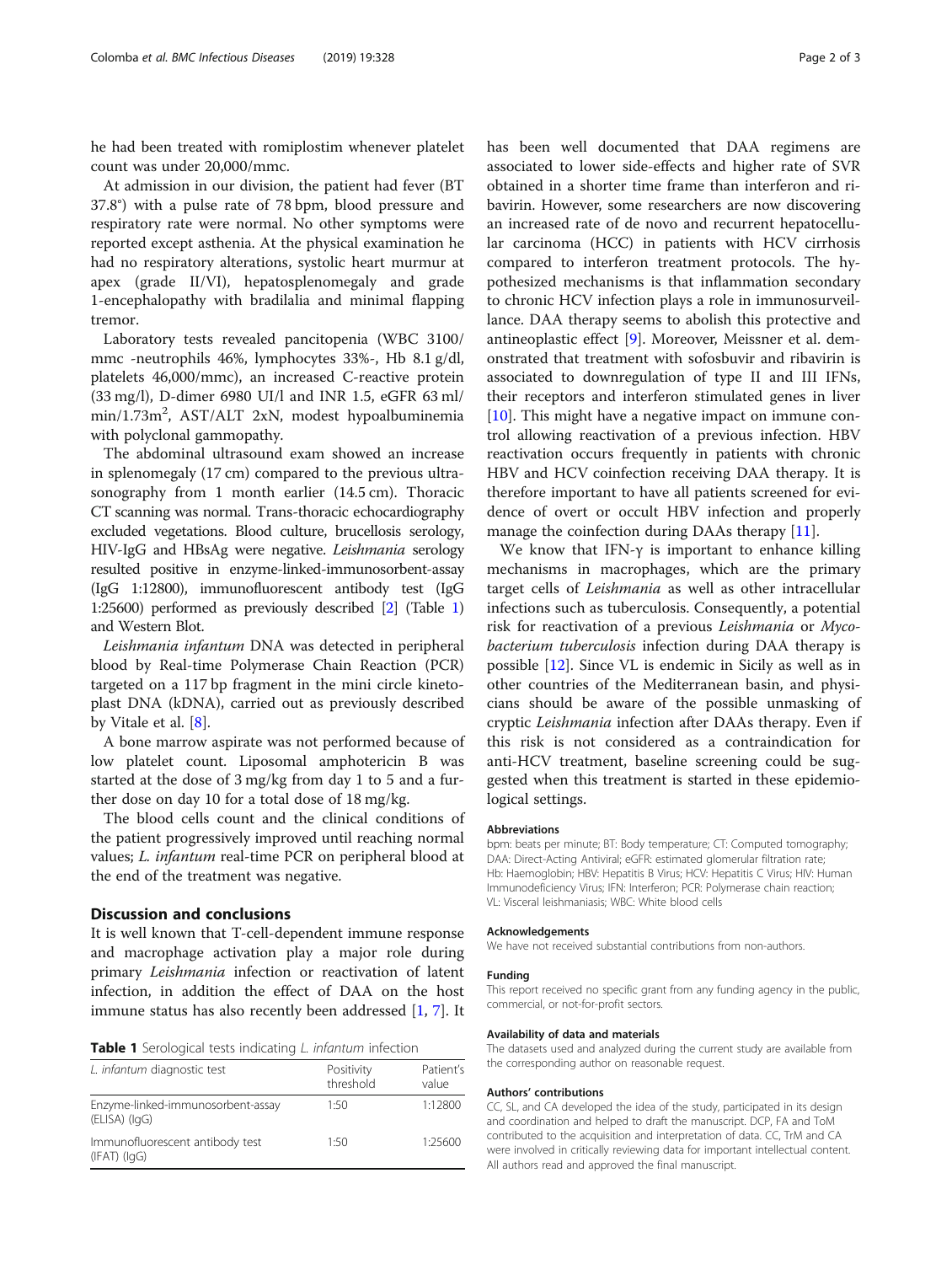he had been treated with romiplostim whenever platelet count was under 20,000/mmc.

At admission in our division, the patient had fever (BT 37.8°) with a pulse rate of 78 bpm, blood pressure and respiratory rate were normal. No other symptoms were reported except asthenia. At the physical examination he had no respiratory alterations, systolic heart murmur at apex (grade II/VI), hepatosplenomegaly and grade 1-encephalopathy with bradilalia and minimal flapping tremor.

Laboratory tests revealed pancitopenia (WBC 3100/mmc -neutrophils 46%, lymphocytes 33%-, Hb 8.1 g/dl, platelets 46,000/mmc), an increased C-reactive protein (33 mg/l), D-dimer 6980 UI/l and INR 1.5, eGFR 63 ml/min/1.73m$^2$, AST/ALT 2xN, modest hypoalbuminemia with polyclonal gammopathy.

The abdominal ultrasound exam showed an increase in splenomegaly (17 cm) compared to the previous ultrasonography from 1 month earlier (14.5 cm). Thoracic CT scanning was normal. Trans-thoracic echocardiography excluded vegetations. Blood culture, brucellosis serology, HIV-IgG and HBsAg were negative. *Leishmania* serology resulted positive in enzyme-linked-immunosorbent-assay (IgG 1:12800), immunofluorescent antibody test (IgG 1:25600) performed as previously described [2] (Table 1) and Western Blot.

*Leishmania infantum* DNA was detected in peripheral blood by Real-time Polymerase Chain Reaction (PCR) targeted on a 117 bp fragment in the mini circle kinetoplast DNA (kDNA), carried out as previously described by Vitale et al. [8].

A bone marrow aspirate was not performed because of low platelet count. Liposomal amphotericin B was started at the dose of 3 mg/kg from day 1 to 5 and a further dose on day 10 for a total dose of 18 mg/kg.

The blood cells count and the clinical conditions of the patient progressively improved until reaching normal values; *L. infantum* real-time PCR on peripheral blood at the end of the treatment was negative.

## Discussion and conclusions

It is well known that T-cell-dependent immune response and macrophage activation play a major role during primary *Leishmania* infection or reactivation of latent infection, in addition the effect of DAA on the host immune status has also recently been addressed [1, 7]. It has been well documented that DAA regimens are associated to lower side-effects and higher rate of SVR obtained in a shorter time frame than interferon and ribavirin. However, some researchers are now discovering an increased rate of de novo and recurrent hepatocellular carcinoma (HCC) in patients with HCV cirrhosis compared to interferon treatment protocols. The hypothesized mechanisms is that inflammation secondary to chronic HCV infection plays a role in immunosurveillance. DAA therapy seems to abolish this protective and antineoplastic effect [9]. Moreover, Meissner et al. demonstrated that treatment with sofosbuvir and ribavirin is associated to downregulation of type II and III IFNs, their receptors and interferon stimulated genes in liver [10]. This might have a negative impact on immune control allowing reactivation of a previous infection. HBV reactivation occurs frequently in patients with chronic HBV and HCV coinfection receiving DAA therapy. It is therefore important to have all patients screened for evidence of overt or occult HBV infection and properly manage the coinfection during DAAs therapy [11].

We know that IFN-γ is important to enhance killing mechanisms in macrophages, which are the primary target cells of *Leishmania* as well as other intracellular infections such as tuberculosis. Consequently, a potential risk for reactivation of a previous *Leishmania* or *Mycobacterium tuberculosis* infection during DAA therapy is possible [12]. Since VL is endemic in Sicily as well as in other countries of the Mediterranean basin, and physicians should be aware of the possible unmasking of cryptic *Leishmania* infection after DAAs therapy. Even if this risk is not considered as a contraindication for anti-HCV treatment, baseline screening could be suggested when this treatment is started in these epidemiological settings.

**Table 1** Serological tests indicating *L. infantum* infection

| *L. infantum* diagnostic test | Positivity threshold | Patient's value |
|---|---|---|
| Enzyme-linked-immunosorbent-assay (ELISA) (IgG) | 1:50 | 1:12800 |
| Immunofluorescent antibody test (IFAT) (IgG) | 1:50 | 1:25600 |

#### Abbreviations

bpm: beats per minute; BT: Body temperature; CT: Computed tomography; DAA: Direct-Acting Antiviral; eGFR: estimated glomerular filtration rate; Hb: Haemoglobin; HBV: Hepatitis B Virus; HCV: Hepatitis C Virus; HIV: Human Immunodeficiency Virus; IFN: Interferon; PCR: Polymerase chain reaction; VL: Visceral leishmaniasis; WBC: White blood cells

#### Acknowledgements

We have not received substantial contributions from non-authors.

#### Funding

This report received no specific grant from any funding agency in the public, commercial, or not-for-profit sectors.

#### Availability of data and materials

The datasets used and analyzed during the current study are available from the corresponding author on reasonable request.

#### Authors' contributions

CC, SL, and CA developed the idea of the study, participated in its design and coordination and helped to draft the manuscript. DCP, FA and ToM contributed to the acquisition and interpretation of data. CC, TrM and CA were involved in critically reviewing data for important intellectual content. All authors read and approved the final manuscript.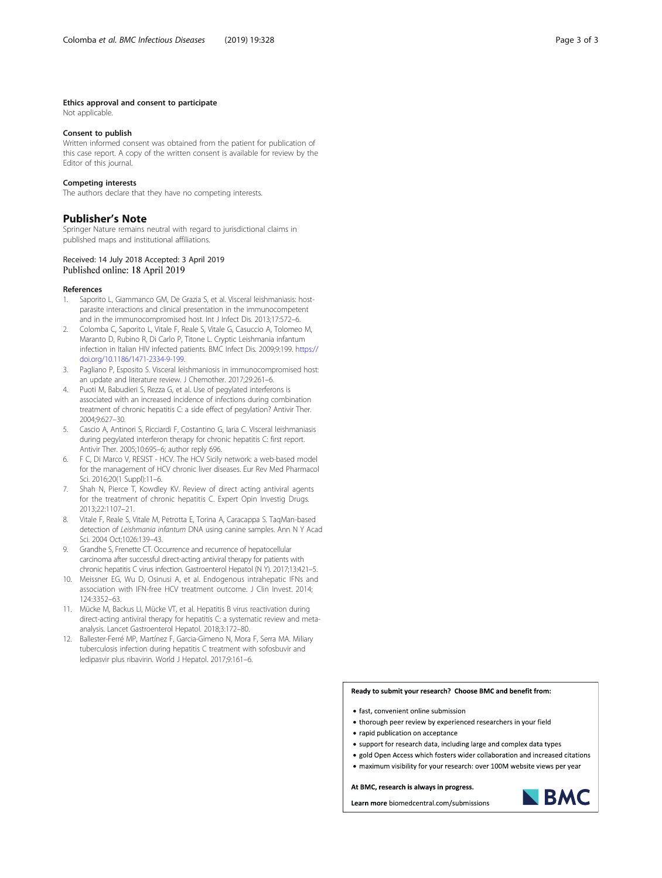#### Ethics approval and consent to participate
Not applicable.

#### Consent to publish
Written informed consent was obtained from the patient for publication of this case report. A copy of the written consent is available for review by the Editor of this journal.

#### Competing interests
The authors declare that they have no competing interests.

### Publisher's Note
Springer Nature remains neutral with regard to jurisdictional claims in published maps and institutional affiliations.

Received: 14 July 2018 Accepted: 3 April 2019
Published online: 18 April 2019

#### References
1. Saporito L, Giammanco GM, De Grazia S, et al. Visceral leishmaniasis: host-parasite interactions and clinical presentation in the immunocompetent and in the immunocompromised host. Int J Infect Dis. 2013;17:572–6.
2. Colomba C, Saporito L, Vitale F, Reale S, Vitale G, Casuccio A, Tolomeo M, Maranto D, Rubino R, Di Carlo P, Titone L. Cryptic Leishmania infantum infection in Italian HIV infected patients. BMC Infect Dis. 2009;9:199. https://doi.org/10.1186/1471-2334-9-199.
3. Pagliano P, Esposito S. Visceral leishmaniosis in immunocompromised host: an update and literature review. J Chemother. 2017;29:261–6.
4. Puoti M, Babudieri S, Rezza G, et al. Use of pegylated interferons is associated with an increased incidence of infections during combination treatment of chronic hepatitis C: a side effect of pegylation? Antivir Ther. 2004;9:627–30.
5. Cascio A, Antinori S, Ricciardi F, Costantino G, Iaria C. Visceral leishmaniasis during pegylated interferon therapy for chronic hepatitis C: first report. Antivir Ther. 2005;10:695–6; author reply 696.
6. F C, Di Marco V, RESIST - HCV. The HCV Sicily network: a web-based model for the management of HCV chronic liver diseases. Eur Rev Med Pharmacol Sci. 2016;20(1 Suppl):11–6.
7. Shah N, Pierce T, Kowdley KV. Review of direct acting antiviral agents for the treatment of chronic hepatitis C. Expert Opin Investig Drugs. 2013;22:1107–21.
8. Vitale F, Reale S, Vitale M, Petrotta E, Torina A, Caracappa S. TaqMan-based detection of *Leishmania infantum* DNA using canine samples. Ann N Y Acad Sci. 2004 Oct;1026:139–43.
9. Grandhe S, Frenette CT. Occurrence and recurrence of hepatocellular carcinoma after successful direct-acting antiviral therapy for patients with chronic hepatitis C virus infection. Gastroenterol Hepatol (N Y). 2017;13:421–5.
10. Meissner EG, Wu D, Osinusi A, et al. Endogenous intrahepatic IFNs and association with IFN-free HCV treatment outcome. J Clin Invest. 2014;124:3352–63.
11. Mücke M, Backus LI, Mücke VT, et al. Hepatitis B virus reactivation during direct-acting antiviral therapy for hepatitis C: a systematic review and meta-analysis. Lancet Gastroenterol Hepatol. 2018;3:172–80.
12. Ballester-Ferré MP, Martínez F, Garcia-Gimeno N, Mora F, Serra MA. Miliary tuberculosis infection during hepatitis C treatment with sofosbuvir and ledipasvir plus ribavirin. World J Hepatol. 2017;9:161–6.

**Ready to submit your research? Choose BMC and benefit from:**

- fast, convenient online submission
- thorough peer review by experienced researchers in your field
- rapid publication on acceptance
- support for research data, including large and complex data types
- gold Open Access which fosters wider collaboration and increased citations
- maximum visibility for your research: over 100M website views per year

**At BMC, research is always in progress.**

**Learn more** biomedcentral.com/submissions

BMC